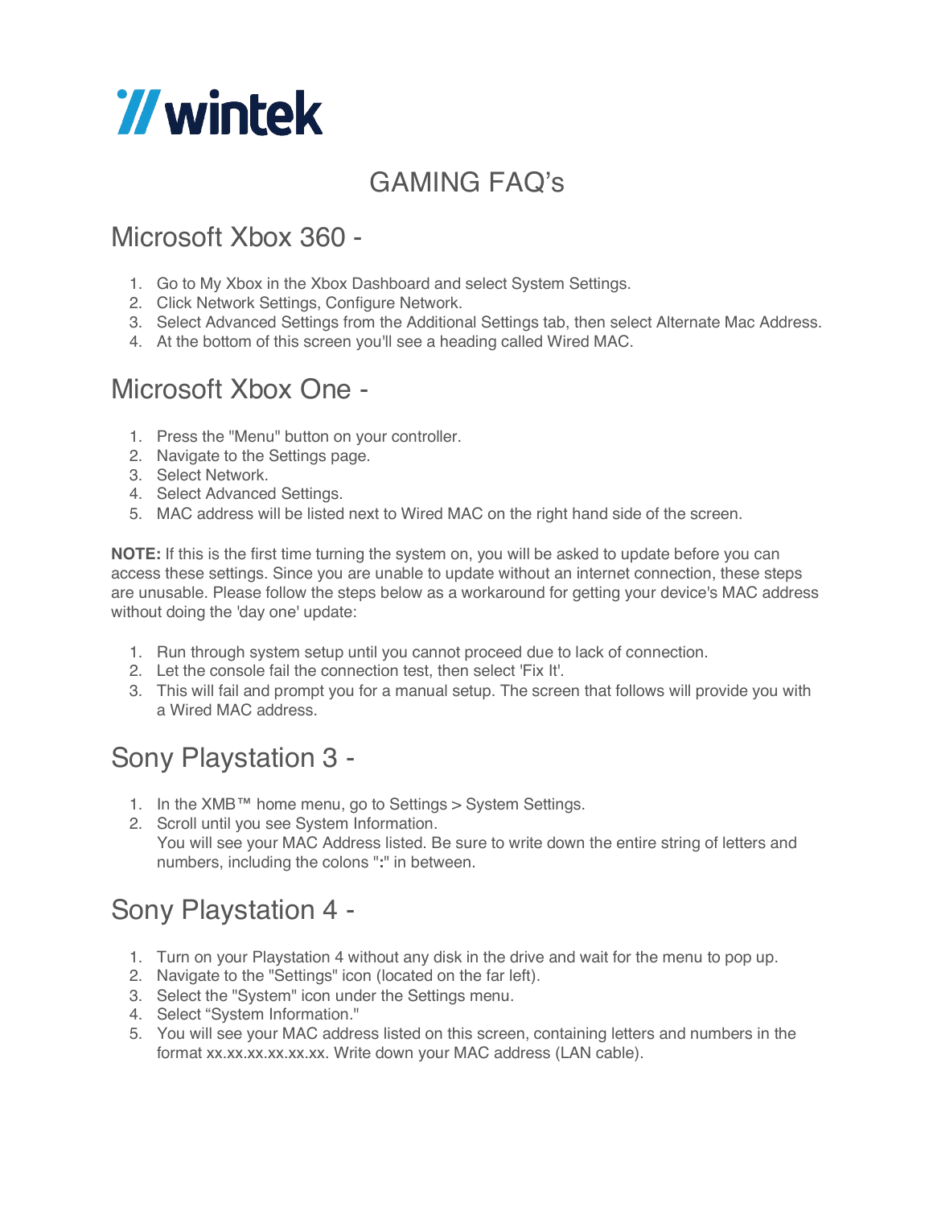# GAMING FAQ's

## Microsoft Xbox 360 -

1. Go to My Xbox in the Xbox Dashboard and select System Settings.
2. Click Network Settings, Configure Network.
3. Select Advanced Settings from the Additional Settings tab, then select Alternate Mac Address.
4. At the bottom of this screen you'll see a heading called Wired MAC.

## Microsoft Xbox One -

1. Press the "Menu" button on your controller.
2. Navigate to the Settings page.
3. Select Network.
4. Select Advanced Settings.
5. MAC address will be listed next to Wired MAC on the right hand side of the screen.

**NOTE:** If this is the first time turning the system on, you will be asked to update before you can access these settings. Since you are unable to update without an internet connection, these steps are unusable. Please follow the steps below as a workaround for getting your device's MAC address without doing the 'day one' update:

1. Run through system setup until you cannot proceed due to lack of connection.
2. Let the console fail the connection test, then select 'Fix It'.
3. This will fail and prompt you for a manual setup. The screen that follows will provide you with a Wired MAC address.

## Sony Playstation 3 -

1. In the XMB™ home menu, go to Settings > System Settings.
2. Scroll until you see System Information.
   You will see your MAC Address listed. Be sure to write down the entire string of letters and numbers, including the colons "**:**" in between.

## Sony Playstation 4 -

1. Turn on your Playstation 4 without any disk in the drive and wait for the menu to pop up.
2. Navigate to the "Settings" icon (located on the far left).
3. Select the "System" icon under the Settings menu.
4. Select "System Information."
5. You will see your MAC address listed on this screen, containing letters and numbers in the format xx.xx.xx.xx.xx.xx. Write down your MAC address (LAN cable).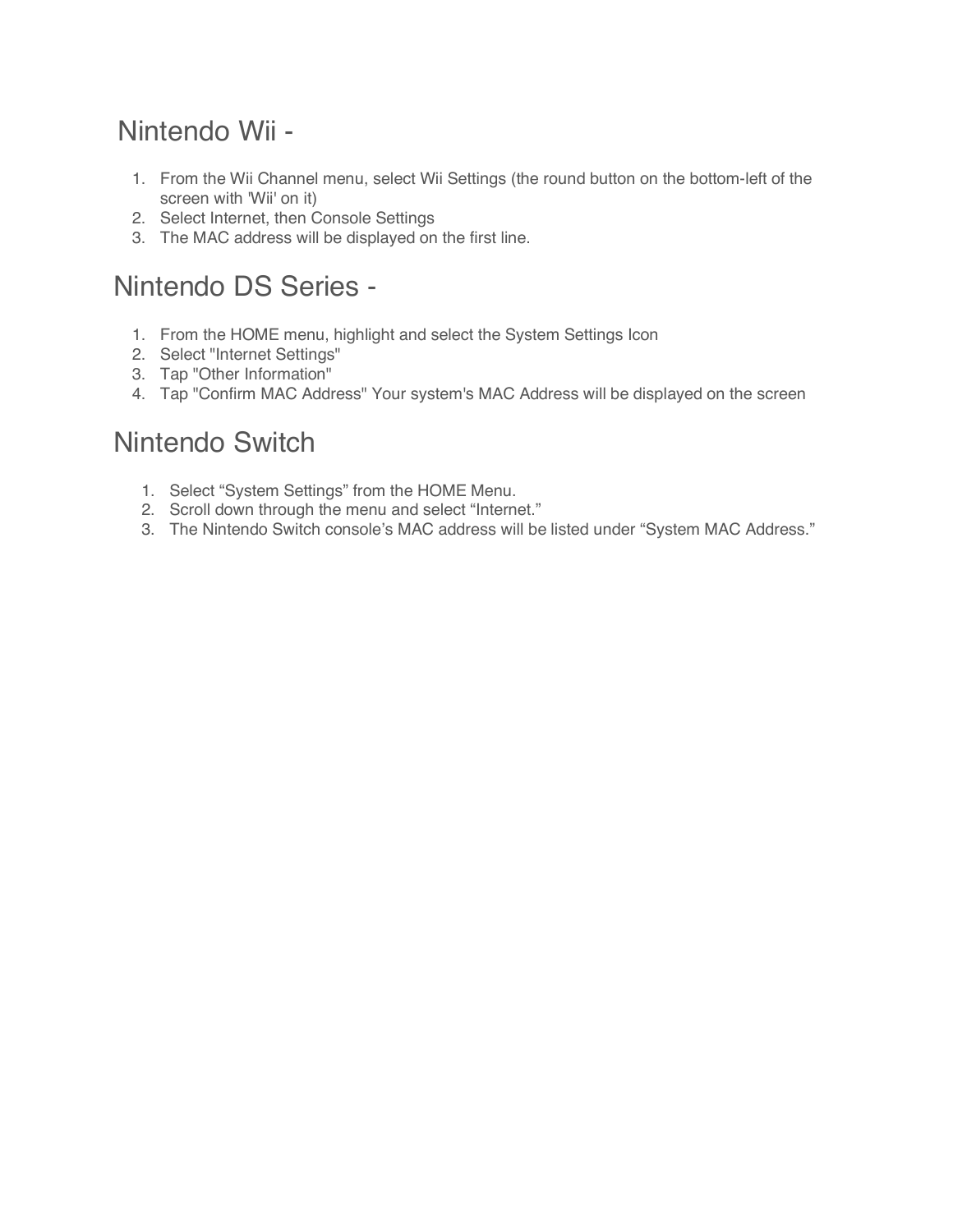## Nintendo Wii -

1. From the Wii Channel menu, select Wii Settings (the round button on the bottom-left of the screen with 'Wii' on it)
2. Select Internet, then Console Settings
3. The MAC address will be displayed on the first line.

## Nintendo DS Series -

1. From the HOME menu, highlight and select the System Settings Icon
2. Select "Internet Settings"
3. Tap "Other Information"
4. Tap "Confirm MAC Address" Your system's MAC Address will be displayed on the screen

## Nintendo Switch

1. Select “System Settings” from the HOME Menu.
2. Scroll down through the menu and select “Internet.”
3. The Nintendo Switch console’s MAC address will be listed under “System MAC Address.”